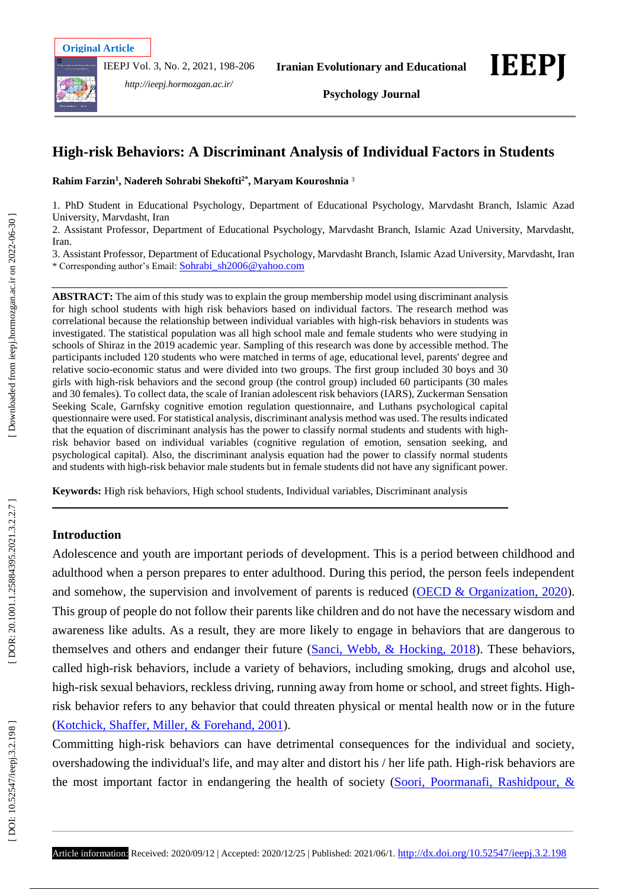Original Article

# High-risk Behaviors: A Discriminant Analysis of Individual Factors in Students

**Rahim Farzin[1], Nadereh Sohrabi Shekofti[2*], Maryam Kouroshnia[3]**

1. PhD Student in Educational Psychology, Department of Educational Psychology, Marvdasht Branch, Islamic Azad University, Marvdasht, Iran
2. Assistant Professor, Department of Educational Psychology, Marvdasht Branch, Islamic Azad University, Marvdasht, Iran.
3. Assistant Professor, Department of Educational Psychology, Marvdasht Branch, Islamic Azad University, Marvdasht, Iran

\* Corresponding author's Email: Sohrabi_sh2006@yahoo.com

**ABSTRACT:** The aim of this study was to explain the group membership model using discriminant analysis for high school students with high risk behaviors based on individual factors. The research method was correlational because the relationship between individual variables with high-risk behaviors in students was investigated. The statistical population was all high school male and female students who were studying in schools of Shiraz in the 2019 academic year. Sampling of this research was done by accessible method. The participants included 120 students who were matched in terms of age, educational level, parents' degree and relative socio-economic status and were divided into two groups. The first group included 30 boys and 30 girls with high-risk behaviors and the second group (the control group) included 60 participants (30 males and 30 females). To collect data, the scale of Iranian adolescent risk behaviors (IARS), Zuckerman Sensation Seeking Scale, Garnfsky cognitive emotion regulation questionnaire, and Luthans psychological capital questionnaire were used. For statistical analysis, discriminant analysis method was used. The results indicated that the equation of discriminant analysis has the power to classify normal students and students with high-risk behavior based on individual variables (cognitive regulation of emotion, sensation seeking, and psychological capital). Also, the discriminant analysis equation had the power to classify normal students and students with high-risk behavior male students but in female students did not have any significant power.

**Keywords:** High risk behaviors, High school students, Individual variables, Discriminant analysis

## Introduction

Adolescence and youth are important periods of development. This is a period between childhood and adulthood when a person prepares to enter adulthood. During this period, the person feels independent and somehow, the supervision and involvement of parents is reduced (OECD & Organization, 2020). This group of people do not follow their parents like children and do not have the necessary wisdom and awareness like adults. As a result, they are more likely to engage in behaviors that are dangerous to themselves and others and endanger their future (Sanci, Webb, & Hocking, 2018). These behaviors, called high-risk behaviors, include a variety of behaviors, including smoking, drugs and alcohol use, high-risk sexual behaviors, reckless driving, running away from home or school, and street fights. High-risk behavior refers to any behavior that could threaten physical or mental health now or in the future (Kotchick, Shaffer, Miller, & Forehand, 2001).

Committing high-risk behaviors can have detrimental consequences for the individual and society, overshadowing the individual's life, and may alter and distort his / her life path. High-risk behaviors are the most important factor in endangering the health of society (Soori, Poormanafi, Rashidpour, &

Article information: Received: 2020/09/12 | Accepted: 2020/12/25 | Published: 2021/06/1. http://dx.doi.org/10.52547/ieepj.3.2.198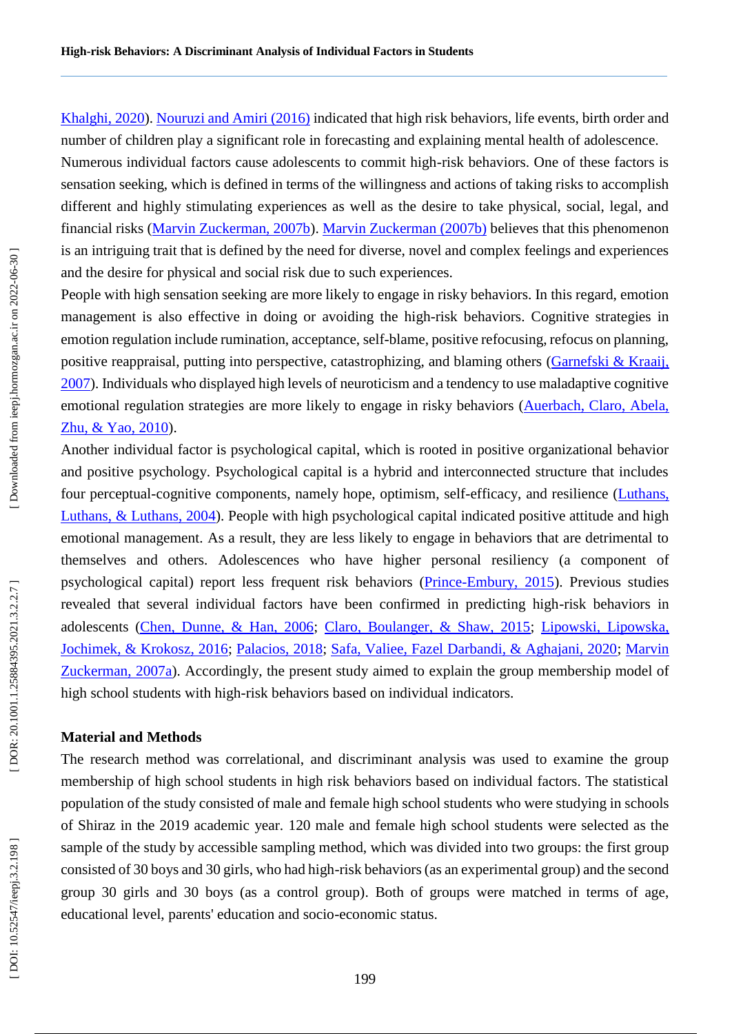Khalghi, 2020). Nouruzi and Amiri (2016) indicated that high risk behaviors, life events, birth order and number of children play a significant role in forecasting and explaining mental health of adolescence.

Numerous individual factors cause adolescents to commit high-risk behaviors. One of these factors is sensation seeking, which is defined in terms of the willingness and actions of taking risks to accomplish different and highly stimulating experiences as well as the desire to take physical, social, legal, and financial risks (Marvin Zuckerman, 2007b). Marvin Zuckerman (2007b) believes that this phenomenon is an intriguing trait that is defined by the need for diverse, novel and complex feelings and experiences and the desire for physical and social risk due to such experiences.

People with high sensation seeking are more likely to engage in risky behaviors. In this regard, emotion management is also effective in doing or avoiding the high-risk behaviors. Cognitive strategies in emotion regulation include rumination, acceptance, self-blame, positive refocusing, refocus on planning, positive reappraisal, putting into perspective, catastrophizing, and blaming others (Garnefski & Kraaij, 2007). Individuals who displayed high levels of neuroticism and a tendency to use maladaptive cognitive emotional regulation strategies are more likely to engage in risky behaviors (Auerbach, Claro, Abela, Zhu, & Yao, 2010).

Another individual factor is psychological capital, which is rooted in positive organizational behavior and positive psychology. Psychological capital is a hybrid and interconnected structure that includes four perceptual-cognitive components, namely hope, optimism, self-efficacy, and resilience (Luthans, Luthans, & Luthans, 2004). People with high psychological capital indicated positive attitude and high emotional management. As a result, they are less likely to engage in behaviors that are detrimental to themselves and others. Adolescences who have higher personal resiliency (a component of psychological capital) report less frequent risk behaviors (Prince-Embury, 2015). Previous studies revealed that several individual factors have been confirmed in predicting high-risk behaviors in adolescents (Chen, Dunne, & Han, 2006; Claro, Boulanger, & Shaw, 2015; Lipowski, Lipowska, Jochimek, & Krokosz, 2016; Palacios, 2018; Safa, Valiee, Fazel Darbandi, & Aghajani, 2020; Marvin Zuckerman, 2007a). Accordingly, the present study aimed to explain the group membership model of high school students with high-risk behaviors based on individual indicators.

## Material and Methods

The research method was correlational, and discriminant analysis was used to examine the group membership of high school students in high risk behaviors based on individual factors. The statistical population of the study consisted of male and female high school students who were studying in schools of Shiraz in the 2019 academic year. 120 male and female high school students were selected as the sample of the study by accessible sampling method, which was divided into two groups: the first group consisted of 30 boys and 30 girls, who had high-risk behaviors (as an experimental group) and the second group 30 girls and 30 boys (as a control group). Both of groups were matched in terms of age, educational level, parents' education and socio-economic status.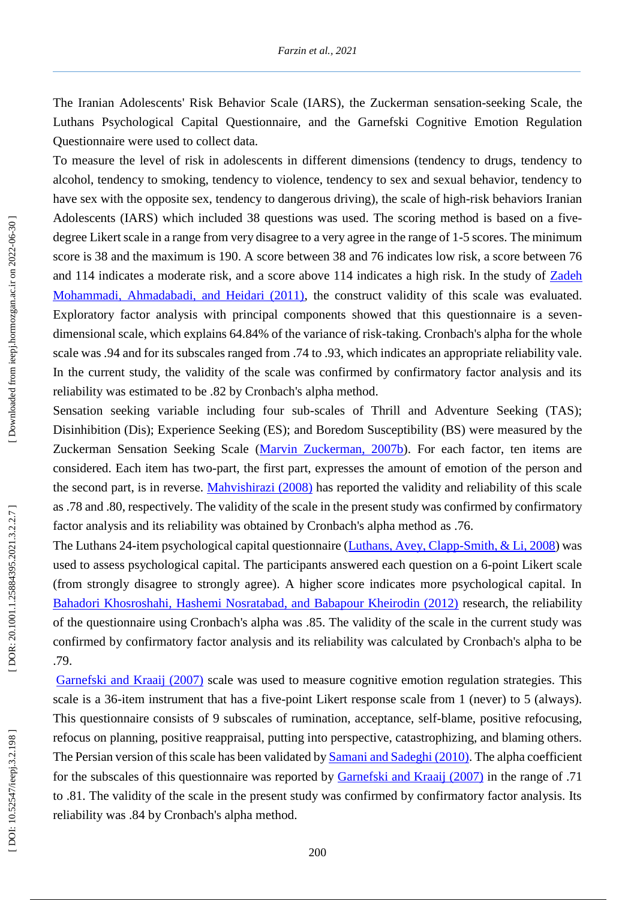The Iranian Adolescents' Risk Behavior Scale (IARS), the Zuckerman sensation-seeking Scale, the Luthans Psychological Capital Questionnaire, and the Garnefski Cognitive Emotion Regulation Questionnaire were used to collect data.

To measure the level of risk in adolescents in different dimensions (tendency to drugs, tendency to alcohol, tendency to smoking, tendency to violence, tendency to sex and sexual behavior, tendency to have sex with the opposite sex, tendency to dangerous driving), the scale of high-risk behaviors Iranian Adolescents (IARS) which included 38 questions was used. The scoring method is based on a five-degree Likert scale in a range from very disagree to a very agree in the range of 1-5 scores. The minimum score is 38 and the maximum is 190. A score between 38 and 76 indicates low risk, a score between 76 and 114 indicates a moderate risk, and a score above 114 indicates a high risk. In the study of Zadeh Mohammadi, Ahmadabadi, and Heidari (2011), the construct validity of this scale was evaluated. Exploratory factor analysis with principal components showed that this questionnaire is a seven-dimensional scale, which explains 64.84% of the variance of risk-taking. Cronbach's alpha for the whole scale was .94 and for its subscales ranged from .74 to .93, which indicates an appropriate reliability vale. In the current study, the validity of the scale was confirmed by confirmatory factor analysis and its reliability was estimated to be .82 by Cronbach's alpha method.

Sensation seeking variable including four sub-scales of Thrill and Adventure Seeking (TAS); Disinhibition (Dis); Experience Seeking (ES); and Boredom Susceptibility (BS) were measured by the Zuckerman Sensation Seeking Scale (Marvin Zuckerman, 2007b). For each factor, ten items are considered. Each item has two-part, the first part, expresses the amount of emotion of the person and the second part, is in reverse. Mahvishirazi (2008) has reported the validity and reliability of this scale as .78 and .80, respectively. The validity of the scale in the present study was confirmed by confirmatory factor analysis and its reliability was obtained by Cronbach's alpha method as .76.

The Luthans 24-item psychological capital questionnaire (Luthans, Avey, Clapp-Smith, & Li, 2008) was used to assess psychological capital. The participants answered each question on a 6-point Likert scale (from strongly disagree to strongly agree). A higher score indicates more psychological capital. In Bahadori Khosroshahi, Hashemi Nosratabad, and Babapour Kheirodin (2012) research, the reliability of the questionnaire using Cronbach's alpha was .85. The validity of the scale in the current study was confirmed by confirmatory factor analysis and its reliability was calculated by Cronbach's alpha to be .79.

Garnefski and Kraaij (2007) scale was used to measure cognitive emotion regulation strategies. This scale is a 36-item instrument that has a five-point Likert response scale from 1 (never) to 5 (always). This questionnaire consists of 9 subscales of rumination, acceptance, self-blame, positive refocusing, refocus on planning, positive reappraisal, putting into perspective, catastrophizing, and blaming others. The Persian version of this scale has been validated by Samani and Sadeghi (2010). The alpha coefficient for the subscales of this questionnaire was reported by Garnefski and Kraaij (2007) in the range of .71 to .81. The validity of the scale in the present study was confirmed by confirmatory factor analysis. Its reliability was .84 by Cronbach's alpha method.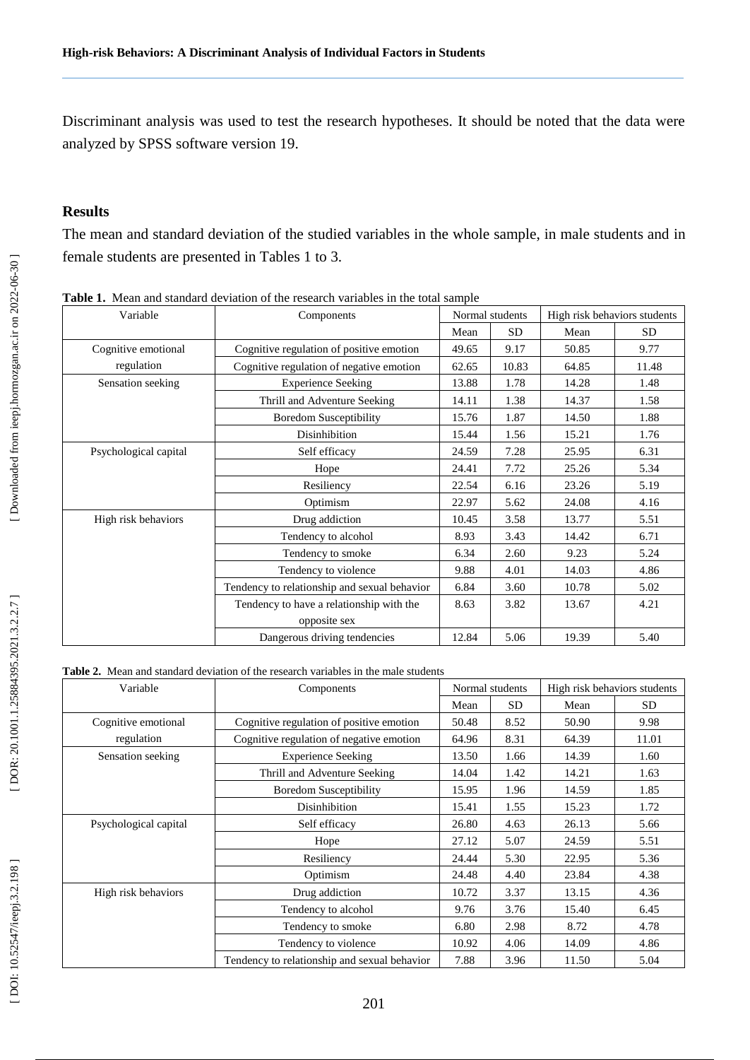Discriminant analysis was used to test the research hypotheses. It should be noted that the data were analyzed by SPSS software version 19.

## Results

The mean and standard deviation of the studied variables in the whole sample, in male students and in female students are presented in Tables 1 to 3.

**Table 1.** Mean and standard deviation of the research variables in the total sample

| Variable | Components | Normal students | | High risk behaviors students | |
|---|---|---|---|---|---|
| | | Mean | SD | Mean | SD |
| Cognitive emotional regulation | Cognitive regulation of positive emotion | 49.65 | 9.17 | 50.85 | 9.77 |
| | Cognitive regulation of negative emotion | 62.65 | 10.83 | 64.85 | 11.48 |
| Sensation seeking | Experience Seeking | 13.88 | 1.78 | 14.28 | 1.48 |
| | Thrill and Adventure Seeking | 14.11 | 1.38 | 14.37 | 1.58 |
| | Boredom Susceptibility | 15.76 | 1.87 | 14.50 | 1.88 |
| | Disinhibition | 15.44 | 1.56 | 15.21 | 1.76 |
| Psychological capital | Self efficacy | 24.59 | 7.28 | 25.95 | 6.31 |
| | Hope | 24.41 | 7.72 | 25.26 | 5.34 |
| | Resiliency | 22.54 | 6.16 | 23.26 | 5.19 |
| | Optimism | 22.97 | 5.62 | 24.08 | 4.16 |
| High risk behaviors | Drug addiction | 10.45 | 3.58 | 13.77 | 5.51 |
| | Tendency to alcohol | 8.93 | 3.43 | 14.42 | 6.71 |
| | Tendency to smoke | 6.34 | 2.60 | 9.23 | 5.24 |
| | Tendency to violence | 9.88 | 4.01 | 14.03 | 4.86 |
| | Tendency to relationship and sexual behavior | 6.84 | 3.60 | 10.78 | 5.02 |
| | Tendency to have a relationship with the opposite sex | 8.63 | 3.82 | 13.67 | 4.21 |
| | Dangerous driving tendencies | 12.84 | 5.06 | 19.39 | 5.40 |

**Table 2.** Mean and standard deviation of the research variables in the male students

| Variable | Components | Normal students | | High risk behaviors students | |
|---|---|---|---|---|---|
| | | Mean | SD | Mean | SD |
| Cognitive emotional regulation | Cognitive regulation of positive emotion | 50.48 | 8.52 | 50.90 | 9.98 |
| | Cognitive regulation of negative emotion | 64.96 | 8.31 | 64.39 | 11.01 |
| Sensation seeking | Experience Seeking | 13.50 | 1.66 | 14.39 | 1.60 |
| | Thrill and Adventure Seeking | 14.04 | 1.42 | 14.21 | 1.63 |
| | Boredom Susceptibility | 15.95 | 1.96 | 14.59 | 1.85 |
| | Disinhibition | 15.41 | 1.55 | 15.23 | 1.72 |
| Psychological capital | Self efficacy | 26.80 | 4.63 | 26.13 | 5.66 |
| | Hope | 27.12 | 5.07 | 24.59 | 5.51 |
| | Resiliency | 24.44 | 5.30 | 22.95 | 5.36 |
| | Optimism | 24.48 | 4.40 | 23.84 | 4.38 |
| High risk behaviors | Drug addiction | 10.72 | 3.37 | 13.15 | 4.36 |
| | Tendency to alcohol | 9.76 | 3.76 | 15.40 | 6.45 |
| | Tendency to smoke | 6.80 | 2.98 | 8.72 | 4.78 |
| | Tendency to violence | 10.92 | 4.06 | 14.09 | 4.86 |
| | Tendency to relationship and sexual behavior | 7.88 | 3.96 | 11.50 | 5.04 |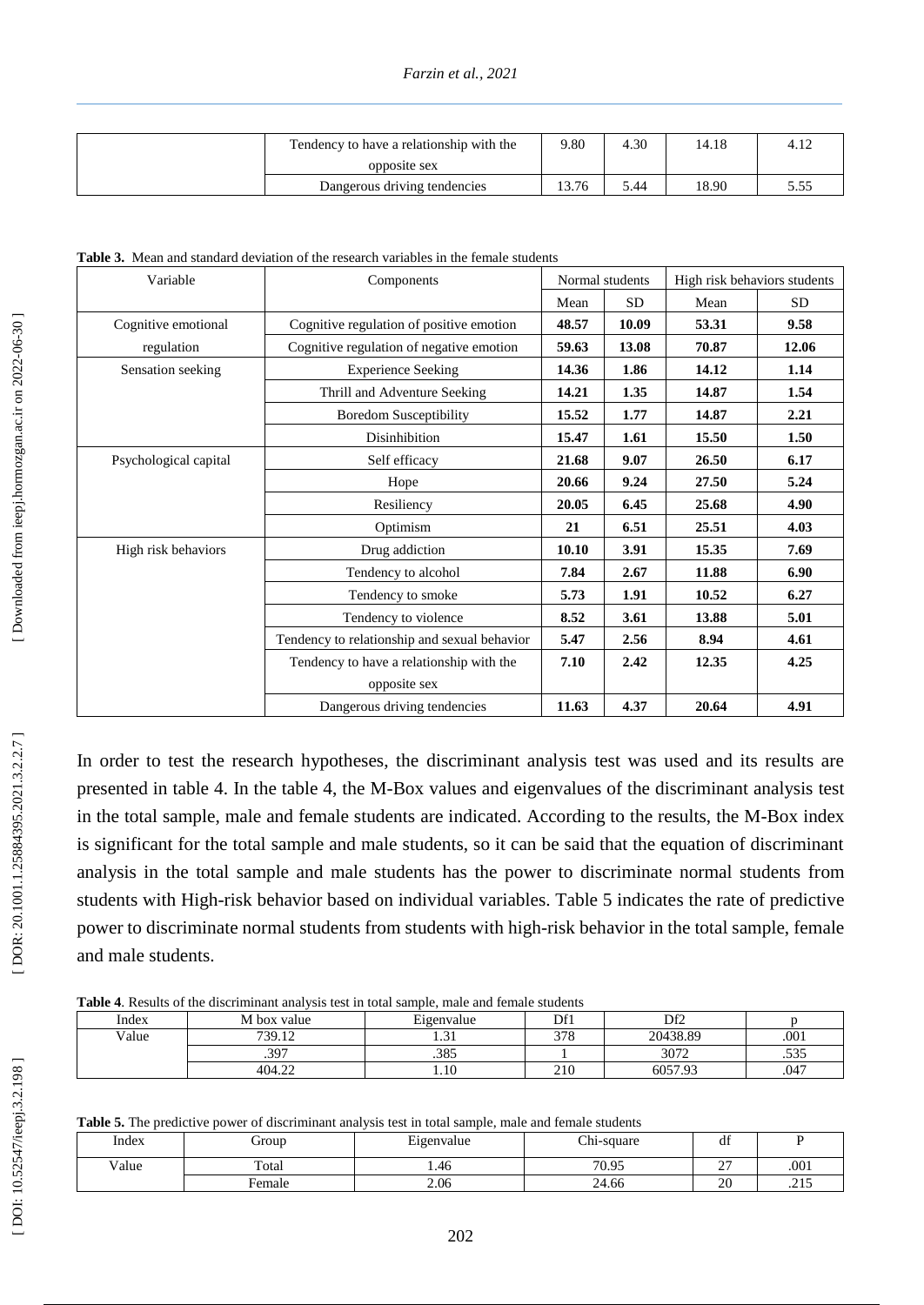|  | Tendency to have a relationship with the opposite sex | 9.80 | 4.30 | 14.18 | 4.12 |
|---|---|---|---|---|---|
|  | Dangerous driving tendencies | 13.76 | 5.44 | 18.90 | 5.55 |

**Table 3.** Mean and standard deviation of the research variables in the female students

| Variable | Components | Normal students |  | High risk behaviors students |  |
|---|---|---|---|---|---|
|  |  | Mean | SD | Mean | SD |
| Cognitive emotional regulation | Cognitive regulation of positive emotion | **48.57** | **10.09** | **53.31** | **9.58** |
|  | Cognitive regulation of negative emotion | **59.63** | **13.08** | **70.87** | **12.06** |
| Sensation seeking | Experience Seeking | **14.36** | **1.86** | **14.12** | **1.14** |
|  | Thrill and Adventure Seeking | **14.21** | **1.35** | **14.87** | **1.54** |
|  | Boredom Susceptibility | **15.52** | **1.77** | **14.87** | **2.21** |
|  | Disinhibition | **15.47** | **1.61** | **15.50** | **1.50** |
| Psychological capital | Self efficacy | **21.68** | **9.07** | **26.50** | **6.17** |
|  | Hope | **20.66** | **9.24** | **27.50** | **5.24** |
|  | Resiliency | **20.05** | **6.45** | **25.68** | **4.90** |
|  | Optimism | **21** | **6.51** | **25.51** | **4.03** |
| High risk behaviors | Drug addiction | **10.10** | **3.91** | **15.35** | **7.69** |
|  | Tendency to alcohol | **7.84** | **2.67** | **11.88** | **6.90** |
|  | Tendency to smoke | **5.73** | **1.91** | **10.52** | **6.27** |
|  | Tendency to violence | **8.52** | **3.61** | **13.88** | **5.01** |
|  | Tendency to relationship and sexual behavior | **5.47** | **2.56** | **8.94** | **4.61** |
|  | Tendency to have a relationship with the opposite sex | **7.10** | **2.42** | **12.35** | **4.25** |
|  | Dangerous driving tendencies | **11.63** | **4.37** | **20.64** | **4.91** |

In order to test the research hypotheses, the discriminant analysis test was used and its results are presented in table 4. In the table 4, the M-Box values and eigenvalues of the discriminant analysis test in the total sample, male and female students are indicated. According to the results, the M-Box index is significant for the total sample and male students, so it can be said that the equation of discriminant analysis in the total sample and male students has the power to discriminate normal students from students with High-risk behavior based on individual variables. Table 5 indicates the rate of predictive power to discriminate normal students from students with high-risk behavior in the total sample, female and male students.

**Table 4**. Results of the discriminant analysis test in total sample, male and female students

| Index | M box value | Eigenvalue | Df1 | Df2 | p |
|---|---|---|---|---|---|
| Value | 739.12 | 1.31 | 378 | 20438.89 | .001 |
|  | .397 | .385 | 1 | 3072 | .535 |
|  | 404.22 | 1.10 | 210 | 6057.93 | .047 |

**Table 5.** The predictive power of discriminant analysis test in total sample, male and female students

| Index | Group | Eigenvalue | Chi-square | df | P |
|---|---|---|---|---|---|
| Value | Total | 1.46 | 70.95 | 27 | .001 |
|  | Female | 2.06 | 24.66 | 20 | .215 |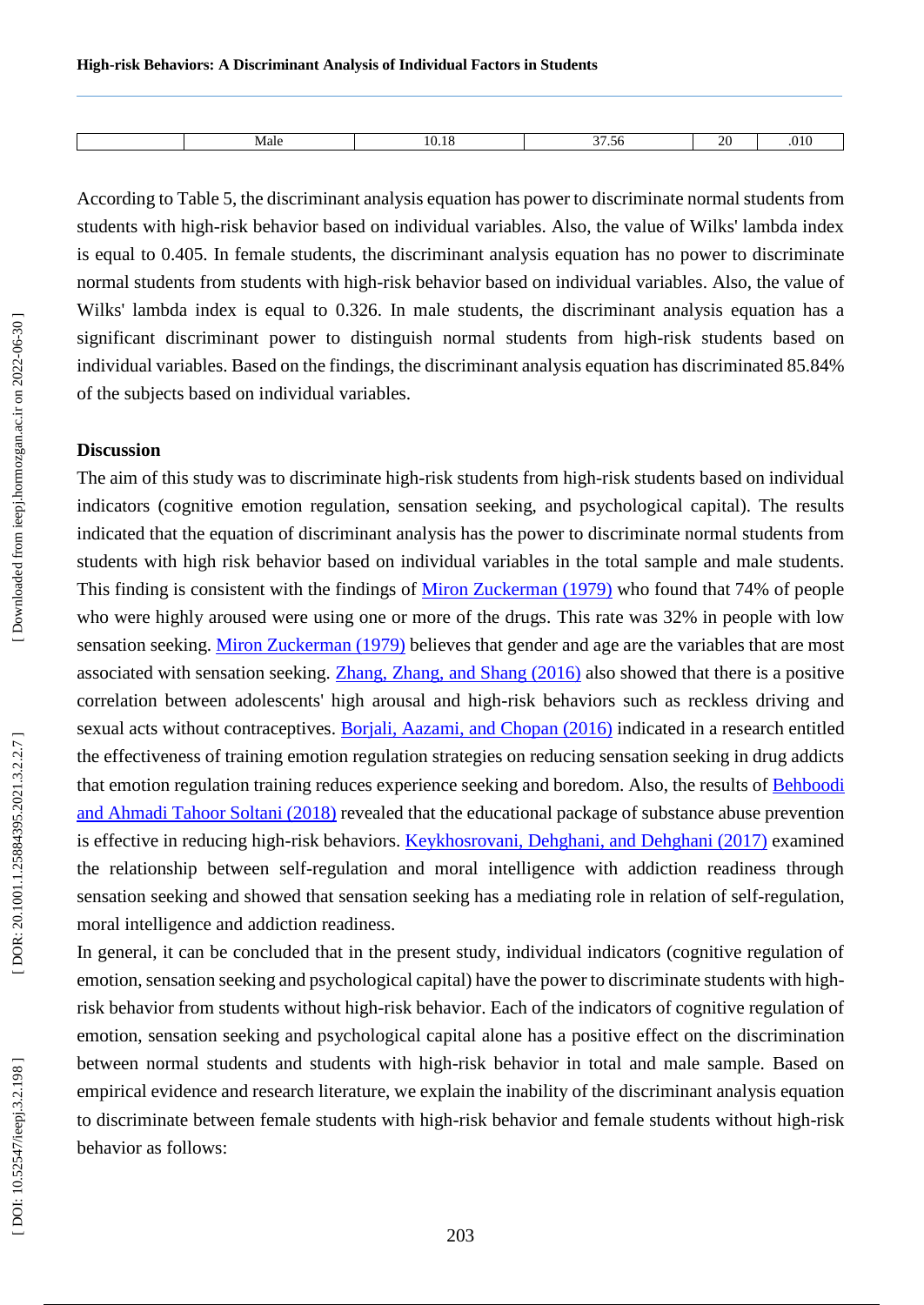| | Male | 10.18 | 37.56 | 20 | .010 |
|---|---|---|---|---|---|

According to Table 5, the discriminant analysis equation has power to discriminate normal students from students with high-risk behavior based on individual variables. Also, the value of Wilks' lambda index is equal to 0.405. In female students, the discriminant analysis equation has no power to discriminate normal students from students with high-risk behavior based on individual variables. Also, the value of Wilks' lambda index is equal to 0.326. In male students, the discriminant analysis equation has a significant discriminant power to distinguish normal students from high-risk students based on individual variables. Based on the findings, the discriminant analysis equation has discriminated 85.84% of the subjects based on individual variables.

**Discussion**

The aim of this study was to discriminate high-risk students from high-risk students based on individual indicators (cognitive emotion regulation, sensation seeking, and psychological capital). The results indicated that the equation of discriminant analysis has the power to discriminate normal students from students with high risk behavior based on individual variables in the total sample and male students. This finding is consistent with the findings of Miron Zuckerman (1979) who found that 74% of people who were highly aroused were using one or more of the drugs. This rate was 32% in people with low sensation seeking. Miron Zuckerman (1979) believes that gender and age are the variables that are most associated with sensation seeking. Zhang, Zhang, and Shang (2016) also showed that there is a positive correlation between adolescents' high arousal and high-risk behaviors such as reckless driving and sexual acts without contraceptives. Borjali, Aazami, and Chopan (2016) indicated in a research entitled the effectiveness of training emotion regulation strategies on reducing sensation seeking in drug addicts that emotion regulation training reduces experience seeking and boredom. Also, the results of Behboodi and Ahmadi Tahoor Soltani (2018) revealed that the educational package of substance abuse prevention is effective in reducing high-risk behaviors. Keykhosrovani, Dehghani, and Dehghani (2017) examined the relationship between self-regulation and moral intelligence with addiction readiness through sensation seeking and showed that sensation seeking has a mediating role in relation of self-regulation, moral intelligence and addiction readiness.

In general, it can be concluded that in the present study, individual indicators (cognitive regulation of emotion, sensation seeking and psychological capital) have the power to discriminate students with high-risk behavior from students without high-risk behavior. Each of the indicators of cognitive regulation of emotion, sensation seeking and psychological capital alone has a positive effect on the discrimination between normal students and students with high-risk behavior in total and male sample. Based on empirical evidence and research literature, we explain the inability of the discriminant analysis equation to discriminate between female students with high-risk behavior and female students without high-risk behavior as follows: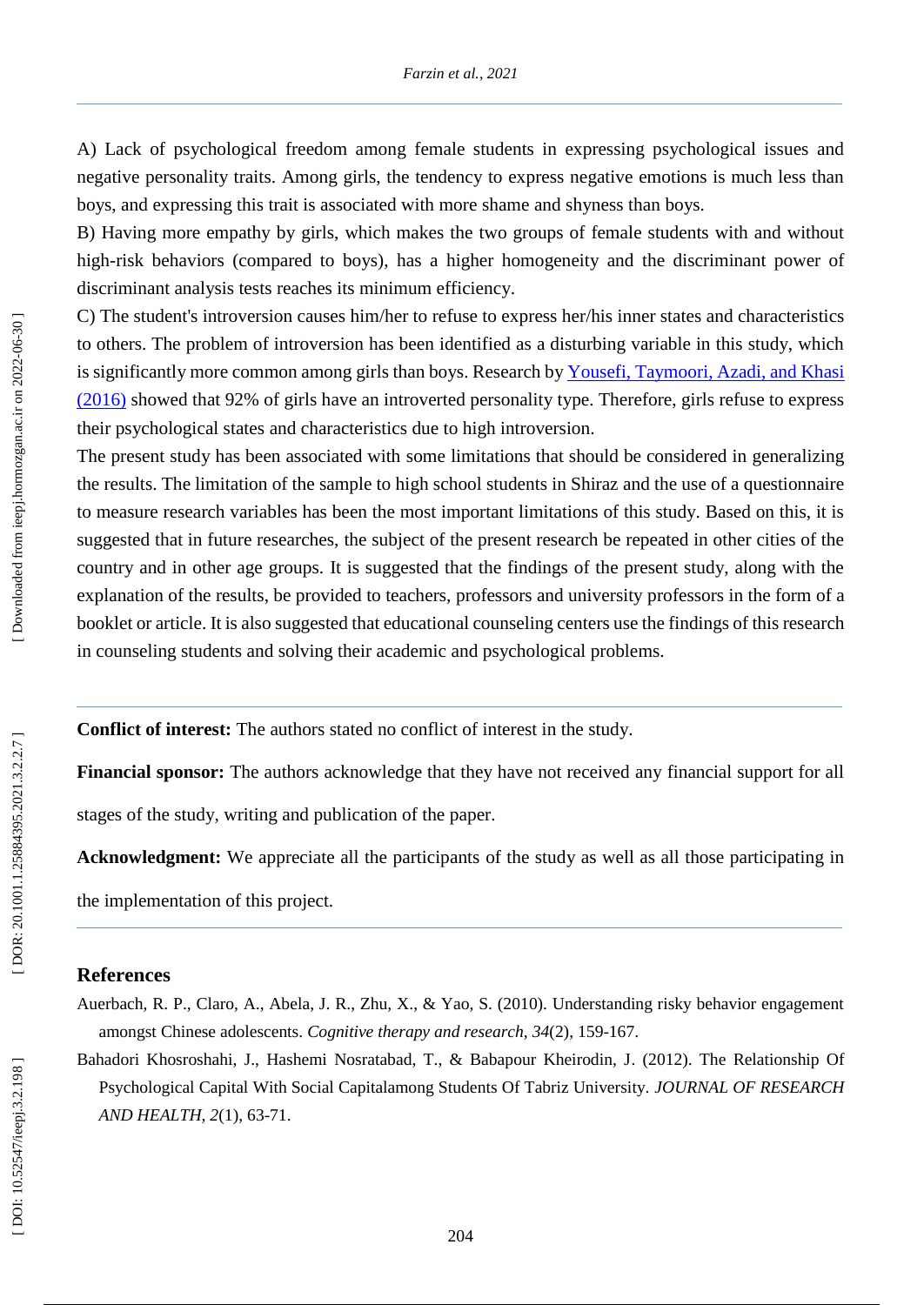A) Lack of psychological freedom among female students in expressing psychological issues and negative personality traits. Among girls, the tendency to express negative emotions is much less than boys, and expressing this trait is associated with more shame and shyness than boys.

B) Having more empathy by girls, which makes the two groups of female students with and without high-risk behaviors (compared to boys), has a higher homogeneity and the discriminant power of discriminant analysis tests reaches its minimum efficiency.

C) The student's introversion causes him/her to refuse to express her/his inner states and characteristics to others. The problem of introversion has been identified as a disturbing variable in this study, which is significantly more common among girls than boys. Research by Yousefi, Taymoori, Azadi, and Khasi (2016) showed that 92% of girls have an introverted personality type. Therefore, girls refuse to express their psychological states and characteristics due to high introversion.

The present study has been associated with some limitations that should be considered in generalizing the results. The limitation of the sample to high school students in Shiraz and the use of a questionnaire to measure research variables has been the most important limitations of this study. Based on this, it is suggested that in future researches, the subject of the present research be repeated in other cities of the country and in other age groups. It is suggested that the findings of the present study, along with the explanation of the results, be provided to teachers, professors and university professors in the form of a booklet or article. It is also suggested that educational counseling centers use the findings of this research in counseling students and solving their academic and psychological problems.

**Conflict of interest:** The authors stated no conflict of interest in the study.

**Financial sponsor:** The authors acknowledge that they have not received any financial support for all stages of the study, writing and publication of the paper.

**Acknowledgment:** We appreciate all the participants of the study as well as all those participating in the implementation of this project.

## References

Auerbach, R. P., Claro, A., Abela, J. R., Zhu, X., & Yao, S. (2010). Understanding risky behavior engagement amongst Chinese adolescents. *Cognitive therapy and research, 34*(2), 159-167.

Bahadori Khosroshahi, J., Hashemi Nosratabad, T., & Babapour Kheirodin, J. (2012). The Relationship Of Psychological Capital With Social Capitalamong Students Of Tabriz University. *JOURNAL OF RESEARCH AND HEALTH, 2*(1), 63-71.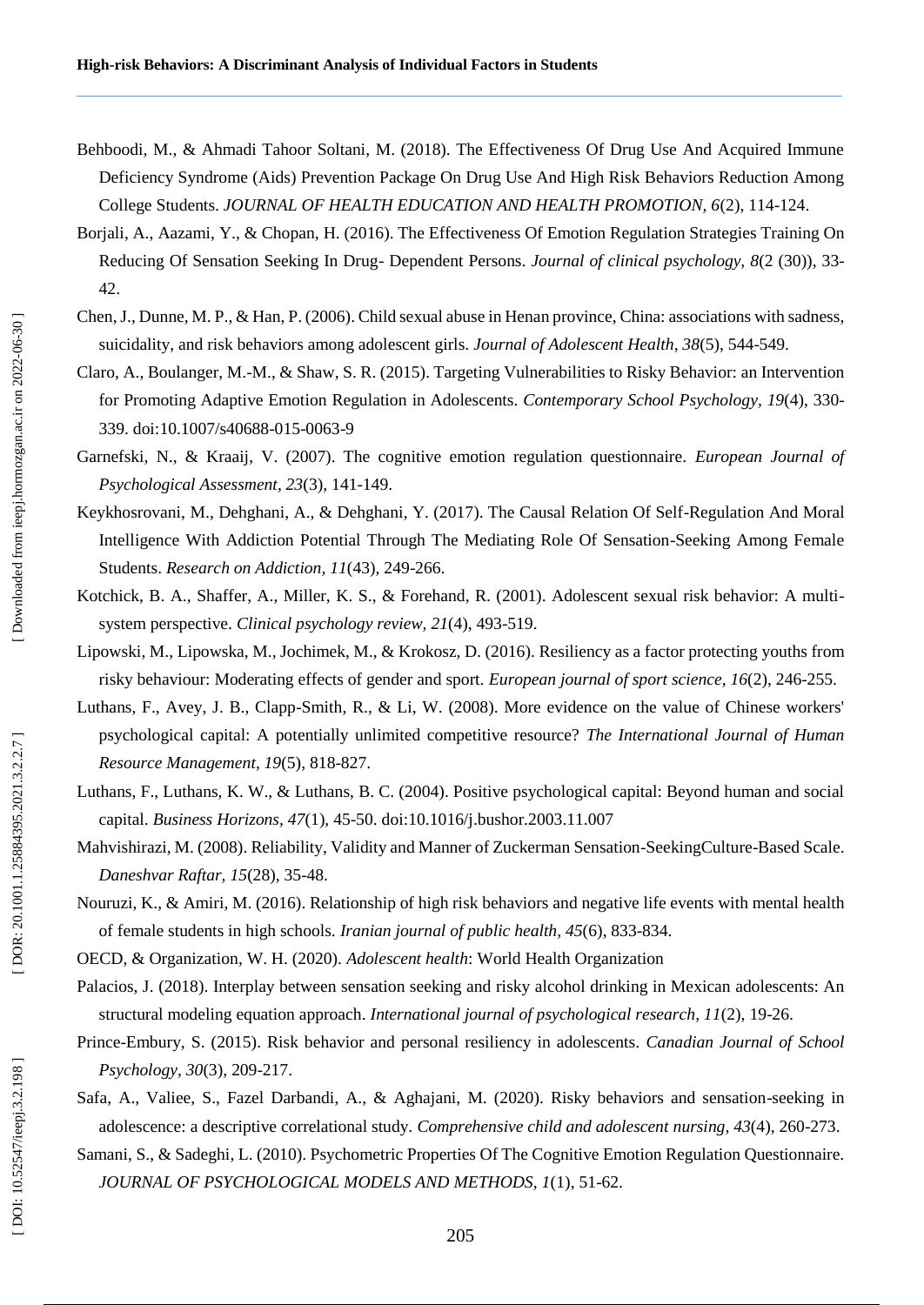Behboodi, M., & Ahmadi Tahoor Soltani, M. (2018). The Effectiveness Of Drug Use And Acquired Immune Deficiency Syndrome (Aids) Prevention Package On Drug Use And High Risk Behaviors Reduction Among College Students. *JOURNAL OF HEALTH EDUCATION AND HEALTH PROMOTION, 6*(2), 114-124.

Borjali, A., Aazami, Y., & Chopan, H. (2016). The Effectiveness Of Emotion Regulation Strategies Training On Reducing Of Sensation Seeking In Drug- Dependent Persons. *Journal of clinical psychology, 8*(2 (30)), 33-42.

Chen, J., Dunne, M. P., & Han, P. (2006). Child sexual abuse in Henan province, China: associations with sadness, suicidality, and risk behaviors among adolescent girls. *Journal of Adolescent Health, 38*(5), 544-549.

Claro, A., Boulanger, M.-M., & Shaw, S. R. (2015). Targeting Vulnerabilities to Risky Behavior: an Intervention for Promoting Adaptive Emotion Regulation in Adolescents. *Contemporary School Psychology, 19*(4), 330-339. doi:10.1007/s40688-015-0063-9

Garnefski, N., & Kraaij, V. (2007). The cognitive emotion regulation questionnaire. *European Journal of Psychological Assessment, 23*(3), 141-149.

Keykhosrovani, M., Dehghani, A., & Dehghani, Y. (2017). The Causal Relation Of Self-Regulation And Moral Intelligence With Addiction Potential Through The Mediating Role Of Sensation-Seeking Among Female Students. *Research on Addiction, 11*(43), 249-266.

Kotchick, B. A., Shaffer, A., Miller, K. S., & Forehand, R. (2001). Adolescent sexual risk behavior: A multi-system perspective. *Clinical psychology review, 21*(4), 493-519.

Lipowski, M., Lipowska, M., Jochimek, M., & Krokosz, D. (2016). Resiliency as a factor protecting youths from risky behaviour: Moderating effects of gender and sport. *European journal of sport science, 16*(2), 246-255.

Luthans, F., Avey, J. B., Clapp-Smith, R., & Li, W. (2008). More evidence on the value of Chinese workers' psychological capital: A potentially unlimited competitive resource? *The International Journal of Human Resource Management, 19*(5), 818-827.

Luthans, F., Luthans, K. W., & Luthans, B. C. (2004). Positive psychological capital: Beyond human and social capital. *Business Horizons, 47*(1), 45-50. doi:10.1016/j.bushor.2003.11.007

Mahvishirazi, M. (2008). Reliability, Validity and Manner of Zuckerman Sensation-SeekingCulture-Based Scale. *Daneshvar Raftar, 15*(28), 35-48.

Nouruzi, K., & Amiri, M. (2016). Relationship of high risk behaviors and negative life events with mental health of female students in high schools. *Iranian journal of public health, 45*(6), 833-834.

OECD, & Organization, W. H. (2020). *Adolescent health*: World Health Organization

Palacios, J. (2018). Interplay between sensation seeking and risky alcohol drinking in Mexican adolescents: An structural modeling equation approach. *International journal of psychological research, 11*(2), 19-26.

Prince-Embury, S. (2015). Risk behavior and personal resiliency in adolescents. *Canadian Journal of School Psychology, 30*(3), 209-217.

Safa, A., Valiee, S., Fazel Darbandi, A., & Aghajani, M. (2020). Risky behaviors and sensation-seeking in adolescence: a descriptive correlational study. *Comprehensive child and adolescent nursing, 43*(4), 260-273.

Samani, S., & Sadeghi, L. (2010). Psychometric Properties Of The Cognitive Emotion Regulation Questionnaire. *JOURNAL OF PSYCHOLOGICAL MODELS AND METHODS, 1*(1), 51-62.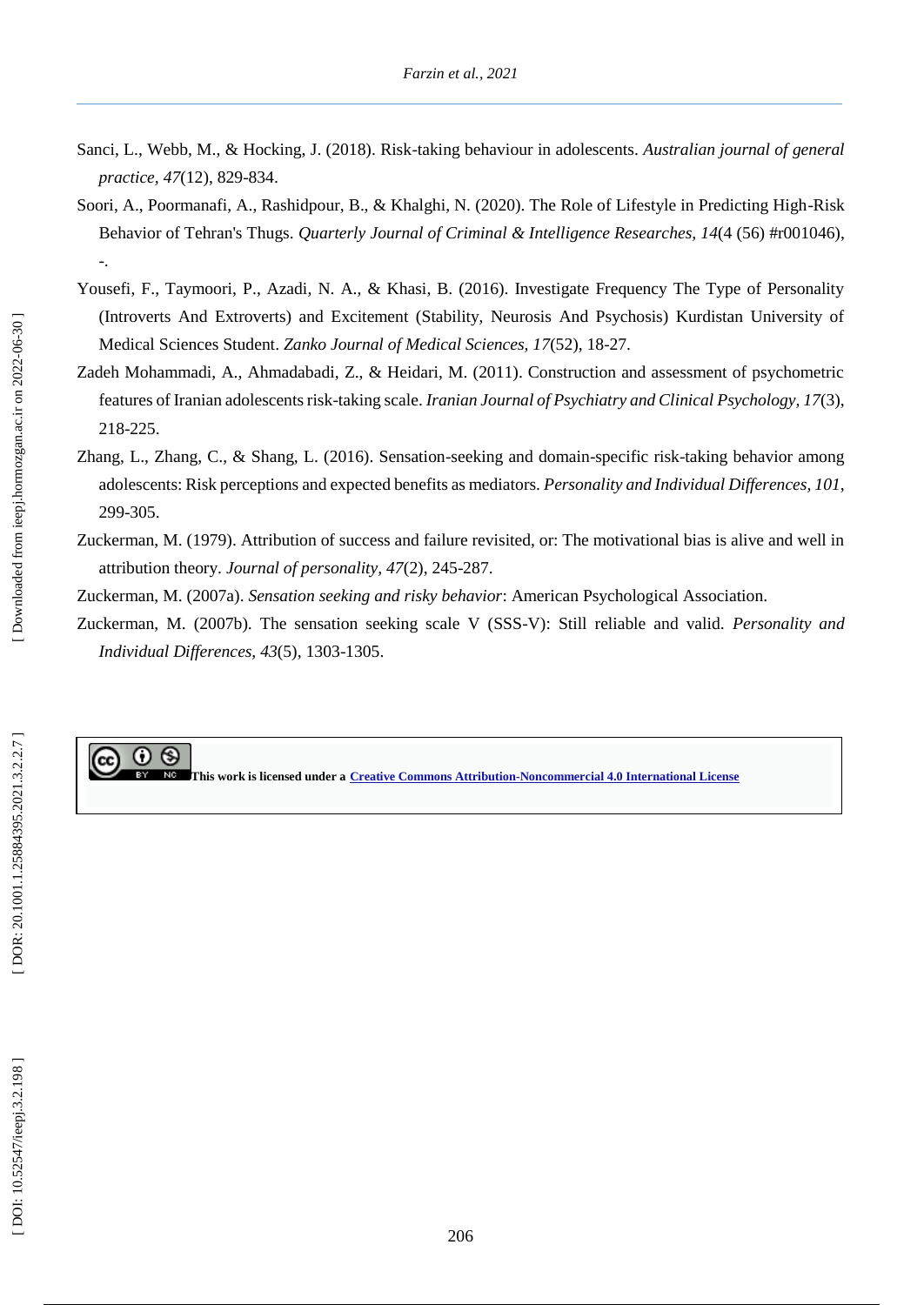Sanci, L., Webb, M., & Hocking, J. (2018). Risk-taking behaviour in adolescents. *Australian journal of general practice, 47*(12), 829-834.

Soori, A., Poormanafi, A., Rashidpour, B., & Khalghi, N. (2020). The Role of Lifestyle in Predicting High-Risk Behavior of Tehran's Thugs. *Quarterly Journal of Criminal & Intelligence Researches, 14*(4 (56) #r001046), -.

Yousefi, F., Taymoori, P., Azadi, N. A., & Khasi, B. (2016). Investigate Frequency The Type of Personality (Introverts And Extroverts) and Excitement (Stability, Neurosis And Psychosis) Kurdistan University of Medical Sciences Student. *Zanko Journal of Medical Sciences, 17*(52), 18-27.

Zadeh Mohammadi, A., Ahmadabadi, Z., & Heidari, M. (2011). Construction and assessment of psychometric features of Iranian adolescents risk-taking scale. *Iranian Journal of Psychiatry and Clinical Psychology, 17*(3), 218-225.

Zhang, L., Zhang, C., & Shang, L. (2016). Sensation-seeking and domain-specific risk-taking behavior among adolescents: Risk perceptions and expected benefits as mediators. *Personality and Individual Differences, 101*, 299-305.

Zuckerman, M. (1979). Attribution of success and failure revisited, or: The motivational bias is alive and well in attribution theory. *Journal of personality, 47*(2), 245-287.

Zuckerman, M. (2007a). *Sensation seeking and risky behavior*: American Psychological Association.

Zuckerman, M. (2007b). The sensation seeking scale V (SSS-V): Still reliable and valid. *Personality and Individual Differences, 43*(5), 1303-1305.

**This work is licensed under a Creative Commons Attribution-Noncommercial 4.0 International License**